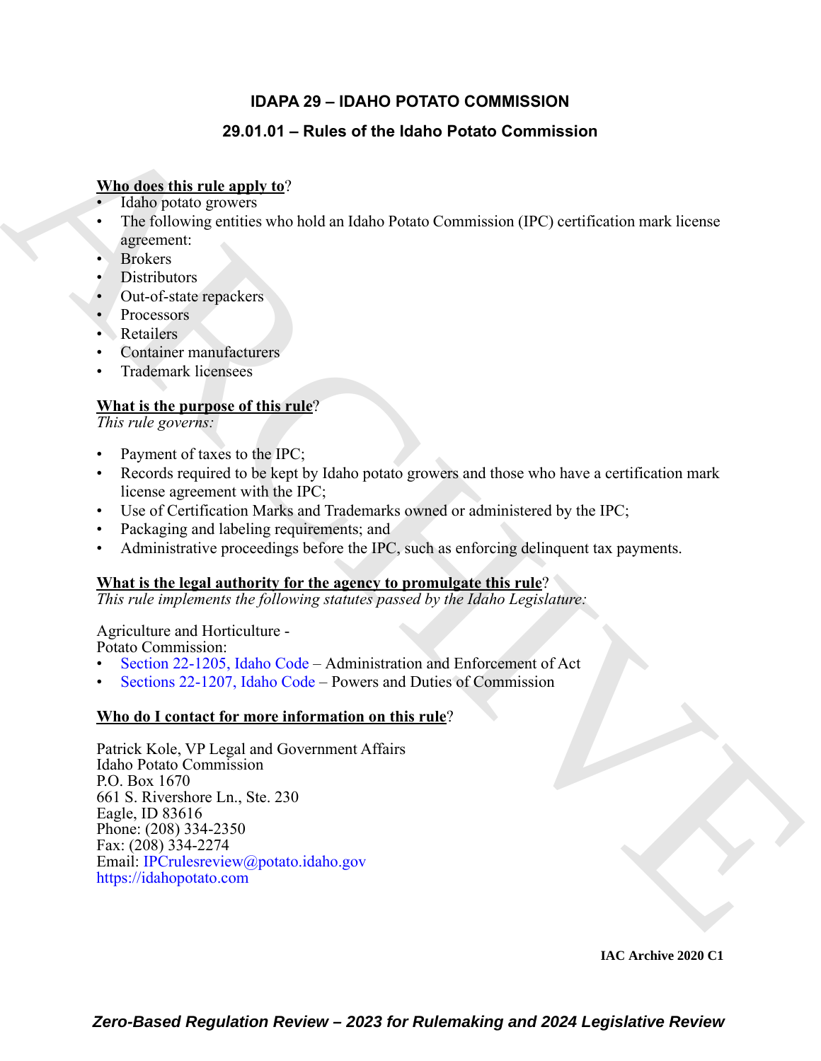# IDAPA 29 – IDAHO POTATO COMMISSION

## 29.01.01 – Rules of the Idaho Potato Commission

**Who does this rule apply to?**

- Idaho potato growers
- The following entities who hold an Idaho Potato Commission (IPC) certification mark license agreement:
- Brokers
- Distributors
- Out-of-state repackers
- Processors
- Retailers
- Container manufacturers
- Trademark licensees

**What is the purpose of this rule?**

*This rule governs:*

- Payment of taxes to the IPC;
- Records required to be kept by Idaho potato growers and those who have a certification mark license agreement with the IPC;
- Use of Certification Marks and Trademarks owned or administered by the IPC;
- Packaging and labeling requirements; and
- Administrative proceedings before the IPC, such as enforcing delinquent tax payments.

**What is the legal authority for the agency to promulgate this rule?**

*This rule implements the following statutes passed by the Idaho Legislature:*

Agriculture and Horticulture -
Potato Commission:

- Section 22-1205, Idaho Code – Administration and Enforcement of Act
- Sections 22-1207, Idaho Code – Powers and Duties of Commission

**Who do I contact for more information on this rule?**

Patrick Kole, VP Legal and Government Affairs
Idaho Potato Commission
P.O. Box 1670
661 S. Rivershore Ln., Ste. 230
Eagle, ID 83616
Phone: (208) 334-2350
Fax: (208) 334-2274
Email: IPCrulesreview@potato.idaho.gov
https://idahopotato.com

IAC Archive 2020 C1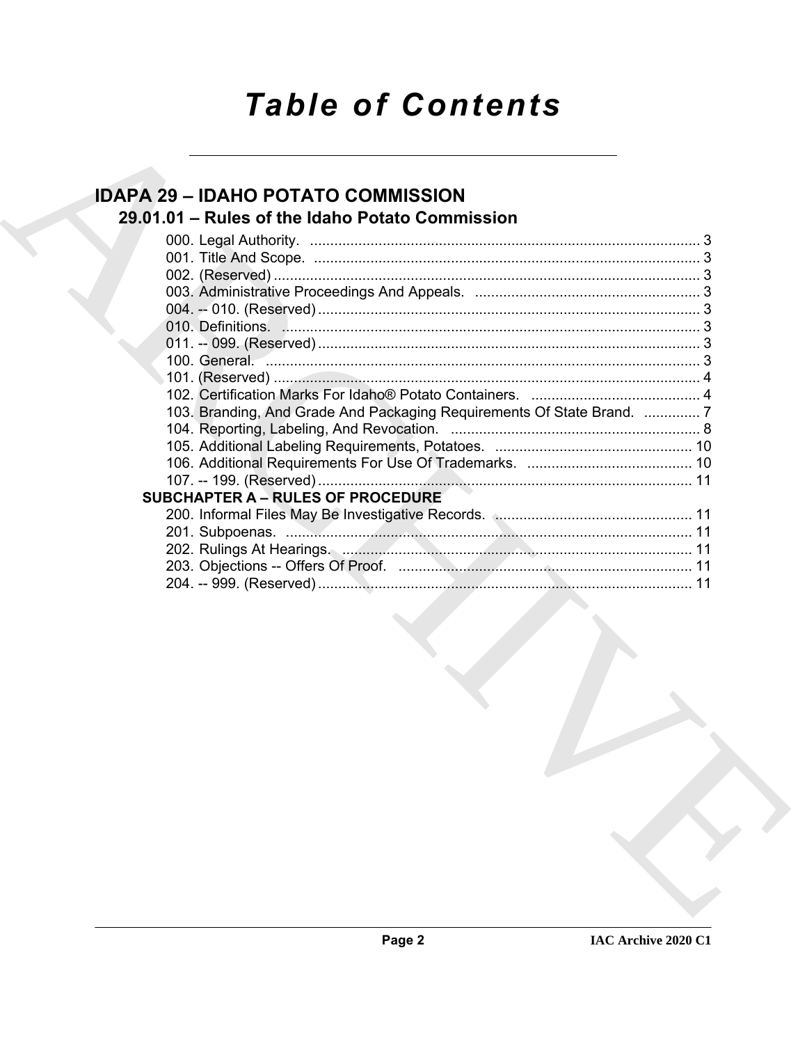# Table of Contents

## IDAPA 29 – IDAHO POTATO COMMISSION

### 29.01.01 – Rules of the Idaho Potato Commission

000. Legal Authority. ........ 3
001. Title And Scope. ........ 3
002. (Reserved) ........ 3
003. Administrative Proceedings And Appeals. ........ 3
004. -- 010. (Reserved) ........ 3
010. Definitions. ........ 3
011. -- 099. (Reserved) ........ 3
100. General. ........ 3
101. (Reserved) ........ 4
102. Certification Marks For Idaho® Potato Containers. ........ 4
103. Branding, And Grade And Packaging Requirements Of State Brand. ........ 7
104. Reporting, Labeling, And Revocation. ........ 8
105. Additional Labeling Requirements, Potatoes. ........ 10
106. Additional Requirements For Use Of Trademarks. ........ 10
107. -- 199. (Reserved) ........ 11

**SUBCHAPTER A – RULES OF PROCEDURE**

200. Informal Files May Be Investigative Records. ........ 11
201. Subpoenas. ........ 11
202. Rulings At Hearings. ........ 11
203. Objections -- Offers Of Proof. ........ 11
204. -- 999. (Reserved) ........ 11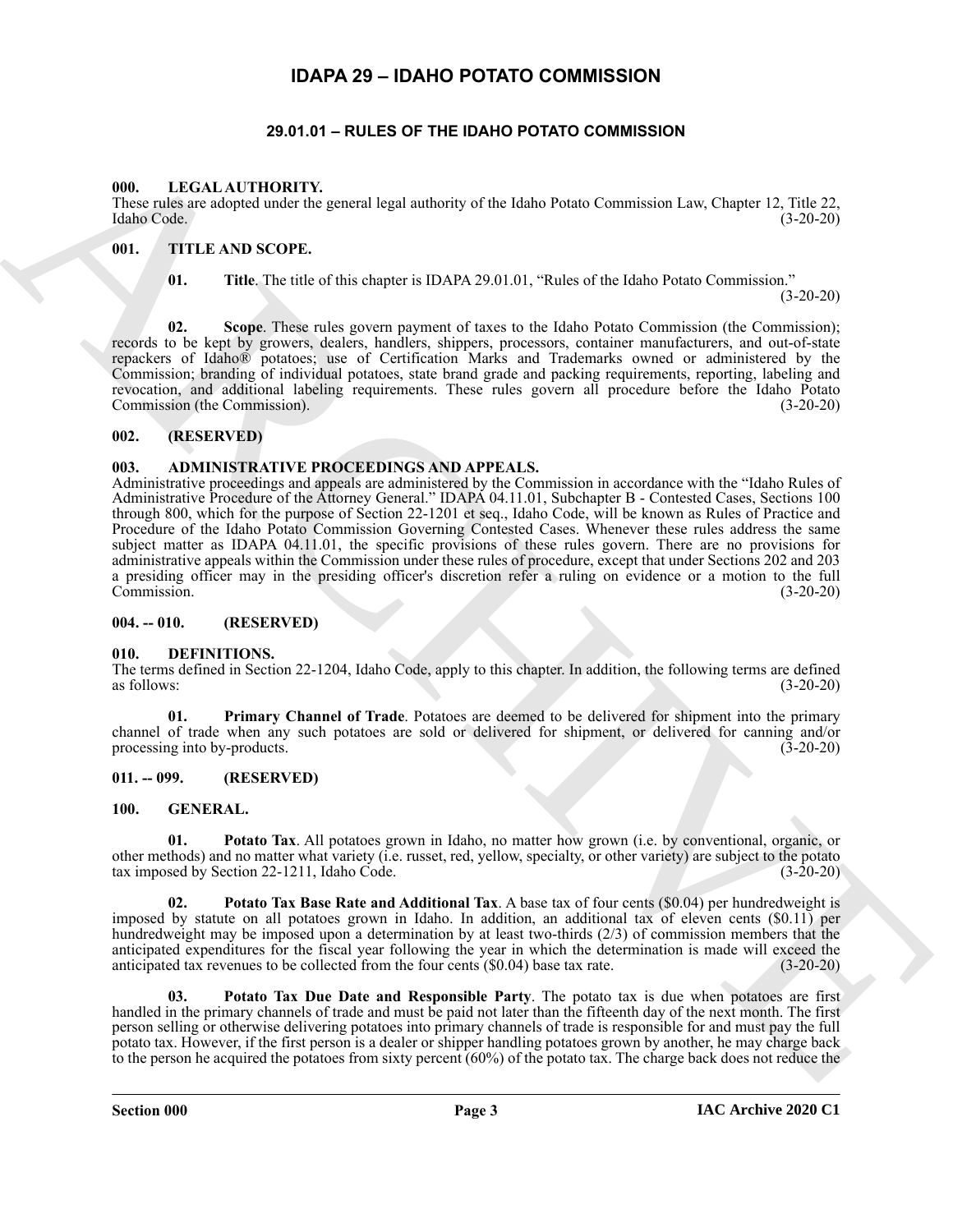# IDAPA 29 – IDAHO POTATO COMMISSION

## 29.01.01 – RULES OF THE IDAHO POTATO COMMISSION

### 000. LEGAL AUTHORITY.

These rules are adopted under the general legal authority of the Idaho Potato Commission Law, Chapter 12, Title 22, Idaho Code. (3-20-20)

### 001. TITLE AND SCOPE.

**01. Title**. The title of this chapter is IDAPA 29.01.01, "Rules of the Idaho Potato Commission." (3-20-20)

**02. Scope**. These rules govern payment of taxes to the Idaho Potato Commission (the Commission); records to be kept by growers, dealers, handlers, shippers, processors, container manufacturers, and out-of-state repackers of Idaho® potatoes; use of Certification Marks and Trademarks owned or administered by the Commission; branding of individual potatoes, state brand grade and packing requirements, reporting, labeling and revocation, and additional labeling requirements. These rules govern all procedure before the Idaho Potato Commission (the Commission). (3-20-20)

### 002. (RESERVED)

### 003. ADMINISTRATIVE PROCEEDINGS AND APPEALS.

Administrative proceedings and appeals are administered by the Commission in accordance with the "Idaho Rules of Administrative Procedure of the Attorney General." IDAPA 04.11.01, Subchapter B - Contested Cases, Sections 100 through 800, which for the purpose of Section 22-1201 et seq., Idaho Code, will be known as Rules of Practice and Procedure of the Idaho Potato Commission Governing Contested Cases. Whenever these rules address the same subject matter as IDAPA 04.11.01, the specific provisions of these rules govern. There are no provisions for administrative appeals within the Commission under these rules of procedure, except that under Sections 202 and 203 a presiding officer may in the presiding officer's discretion refer a ruling on evidence or a motion to the full Commission. (3-20-20)

### 004. -- 010. (RESERVED)

### 010. DEFINITIONS.

The terms defined in Section 22-1204, Idaho Code, apply to this chapter. In addition, the following terms are defined as follows: (3-20-20)

**01. Primary Channel of Trade**. Potatoes are deemed to be delivered for shipment into the primary channel of trade when any such potatoes are sold or delivered for shipment, or delivered for canning and/or processing into by-products. (3-20-20)

### 011. -- 099. (RESERVED)

### 100. GENERAL.

**01. Potato Tax**. All potatoes grown in Idaho, no matter how grown (i.e. by conventional, organic, or other methods) and no matter what variety (i.e. russet, red, yellow, specialty, or other variety) are subject to the potato tax imposed by Section 22-1211, Idaho Code. (3-20-20)

**02. Potato Tax Base Rate and Additional Tax**. A base tax of four cents ($0.04) per hundredweight is imposed by statute on all potatoes grown in Idaho. In addition, an additional tax of eleven cents ($0.11) per hundredweight may be imposed upon a determination by at least two-thirds (2/3) of commission members that the anticipated expenditures for the fiscal year following the year in which the determination is made will exceed the anticipated tax revenues to be collected from the four cents ($0.04) base tax rate. (3-20-20)

**03. Potato Tax Due Date and Responsible Party**. The potato tax is due when potatoes are first handled in the primary channels of trade and must be paid not later than the fifteenth day of the next month. The first person selling or otherwise delivering potatoes into primary channels of trade is responsible for and must pay the full potato tax. However, if the first person is a dealer or shipper handling potatoes grown by another, he may charge back to the person he acquired the potatoes from sixty percent (60%) of the potato tax. The charge back does not reduce the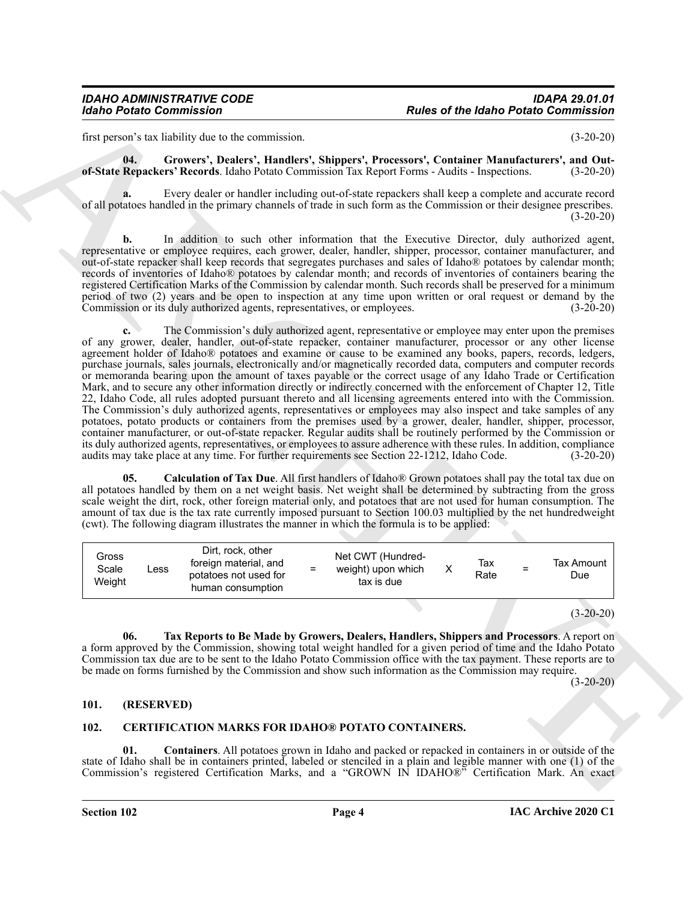first person's tax liability due to the commission. (3-20-20)

**04. Growers', Dealers', Handlers', Shippers', Processors', Container Manufacturers', and Out-of-State Repackers' Records**. Idaho Potato Commission Tax Report Forms - Audits - Inspections. (3-20-20)

**a.** Every dealer or handler including out-of-state repackers shall keep a complete and accurate record of all potatoes handled in the primary channels of trade in such form as the Commission or their designee prescribes. (3-20-20)

**b.** In addition to such other information that the Executive Director, duly authorized agent, representative or employee requires, each grower, dealer, handler, shipper, processor, container manufacturer, and out-of-state repacker shall keep records that segregates purchases and sales of Idaho® potatoes by calendar month; records of inventories of Idaho® potatoes by calendar month; and records of inventories of containers bearing the registered Certification Marks of the Commission by calendar month. Such records shall be preserved for a minimum period of two (2) years and be open to inspection at any time upon written or oral request or demand by the Commission or its duly authorized agents, representatives, or employees. (3-20-20)

**c.** The Commission's duly authorized agent, representative or employee may enter upon the premises of any grower, dealer, handler, out-of-state repacker, container manufacturer, processor or any other license agreement holder of Idaho® potatoes and examine or cause to be examined any books, papers, records, ledgers, purchase journals, sales journals, electronically and/or magnetically recorded data, computers and computer records or memoranda bearing upon the amount of taxes payable or the correct usage of any Idaho Trade or Certification Mark, and to secure any other information directly or indirectly concerned with the enforcement of Chapter 12, Title 22, Idaho Code, all rules adopted pursuant thereto and all licensing agreements entered into with the Commission. The Commission's duly authorized agents, representatives or employees may also inspect and take samples of any potatoes, potato products or containers from the premises used by a grower, dealer, handler, shipper, processor, container manufacturer, or out-of-state repacker. Regular audits shall be routinely performed by the Commission or its duly authorized agents, representatives, or employees to assure adherence with these rules. In addition, compliance audits may take place at any time. For further requirements see Section 22-1212, Idaho Code. (3-20-20)

**05. Calculation of Tax Due**. All first handlers of Idaho® Grown potatoes shall pay the total tax due on all potatoes handled by them on a net weight basis. Net weight shall be determined by subtracting from the gross scale weight the dirt, rock, other foreign material only, and potatoes that are not used for human consumption. The amount of tax due is the tax rate currently imposed pursuant to Section 100.03 multiplied by the net hundredweight (cwt). The following diagram illustrates the manner in which the formula is to be applied:

| Gross Scale Weight | Less | Dirt, rock, other foreign material, and potatoes not used for human consumption | = | Net CWT (Hundred-weight) upon which tax is due | X | Tax Rate | = | Tax Amount Due |
|---|---|---|---|---|---|---|---|---|

(3-20-20)

**06. Tax Reports to Be Made by Growers, Dealers, Handlers, Shippers and Processors**. A report on a form approved by the Commission, showing total weight handled for a given period of time and the Idaho Potato Commission tax due are to be sent to the Idaho Potato Commission office with the tax payment. These reports are to be made on forms furnished by the Commission and show such information as the Commission may require. (3-20-20)

### 101. (RESERVED)

### 102. CERTIFICATION MARKS FOR IDAHO® POTATO CONTAINERS.

**01. Containers**. All potatoes grown in Idaho and packed or repacked in containers in or outside of the state of Idaho shall be in containers printed, labeled or stenciled in a plain and legible manner with one (1) of the Commission's registered Certification Marks, and a "GROWN IN IDAHO®" Certification Mark. An exact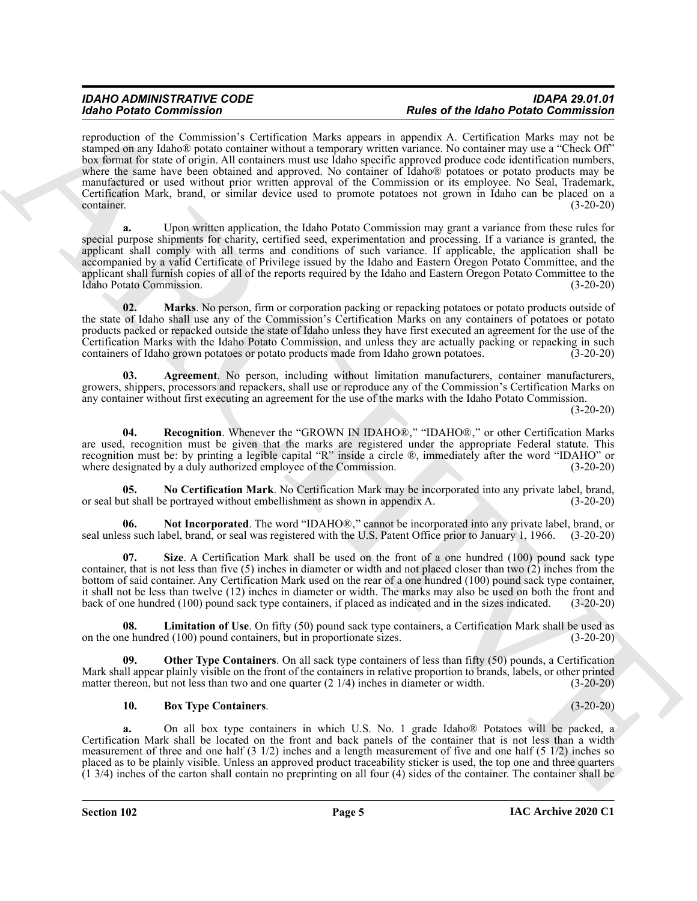reproduction of the Commission's Certification Marks appears in appendix A. Certification Marks may not be stamped on any Idaho® potato container without a temporary written variance. No container may use a "Check Off" box format for state of origin. All containers must use Idaho specific approved produce code identification numbers, where the same have been obtained and approved. No container of Idaho® potatoes or potato products may be manufactured or used without prior written approval of the Commission or its employee. No Seal, Trademark, Certification Mark, brand, or similar device used to promote potatoes not grown in Idaho can be placed on a container. (3-20-20)

**a.** Upon written application, the Idaho Potato Commission may grant a variance from these rules for special purpose shipments for charity, certified seed, experimentation and processing. If a variance is granted, the applicant shall comply with all terms and conditions of such variance. If applicable, the application shall be accompanied by a valid Certificate of Privilege issued by the Idaho and Eastern Oregon Potato Committee, and the applicant shall furnish copies of all of the reports required by the Idaho and Eastern Oregon Potato Committee to the Idaho Potato Commission. (3-20-20)

**02. Marks**. No person, firm or corporation packing or repacking potatoes or potato products outside of the state of Idaho shall use any of the Commission's Certification Marks on any containers of potatoes or potato products packed or repacked outside the state of Idaho unless they have first executed an agreement for the use of the Certification Marks with the Idaho Potato Commission, and unless they are actually packing or repacking in such containers of Idaho grown potatoes or potato products made from Idaho grown potatoes. (3-20-20)

**03. Agreement**. No person, including without limitation manufacturers, container manufacturers, growers, shippers, processors and repackers, shall use or reproduce any of the Commission's Certification Marks on any container without first executing an agreement for the use of the marks with the Idaho Potato Commission. (3-20-20)

**04. Recognition**. Whenever the "GROWN IN IDAHO®," "IDAHO®," or other Certification Marks are used, recognition must be given that the marks are registered under the appropriate Federal statute. This recognition must be: by printing a legible capital "R" inside a circle ®, immediately after the word "IDAHO" or where designated by a duly authorized employee of the Commission. (3-20-20)

**05. No Certification Mark**. No Certification Mark may be incorporated into any private label, brand, or seal but shall be portrayed without embellishment as shown in appendix A. (3-20-20)

**06. Not Incorporated**. The word "IDAHO®," cannot be incorporated into any private label, brand, or seal unless such label, brand, or seal was registered with the U.S. Patent Office prior to January 1, 1966. (3-20-20)

**07. Size**. A Certification Mark shall be used on the front of a one hundred (100) pound sack type container, that is not less than five (5) inches in diameter or width and not placed closer than two (2) inches from the bottom of said container. Any Certification Mark used on the rear of a one hundred (100) pound sack type container, it shall not be less than twelve (12) inches in diameter or width. The marks may also be used on both the front and back of one hundred (100) pound sack type containers, if placed as indicated and in the sizes indicated. (3-20-20)

**08. Limitation of Use**. On fifty (50) pound sack type containers, a Certification Mark shall be used as on the one hundred (100) pound containers, but in proportionate sizes. (3-20-20)

**09. Other Type Containers**. On all sack type containers of less than fifty (50) pounds, a Certification Mark shall appear plainly visible on the front of the containers in relative proportion to brands, labels, or other printed matter thereon, but not less than two and one quarter (2 1/4) inches in diameter or width. (3-20-20)

**10. Box Type Containers**. (3-20-20)

**a.** On all box type containers in which U.S. No. 1 grade Idaho® Potatoes will be packed, a Certification Mark shall be located on the front and back panels of the container that is not less than a width measurement of three and one half (3 1/2) inches and a length measurement of five and one half (5 1/2) inches so placed as to be plainly visible. Unless an approved product traceability sticker is used, the top one and three quarters (1 3/4) inches of the carton shall contain no preprinting on all four (4) sides of the container. The container shall be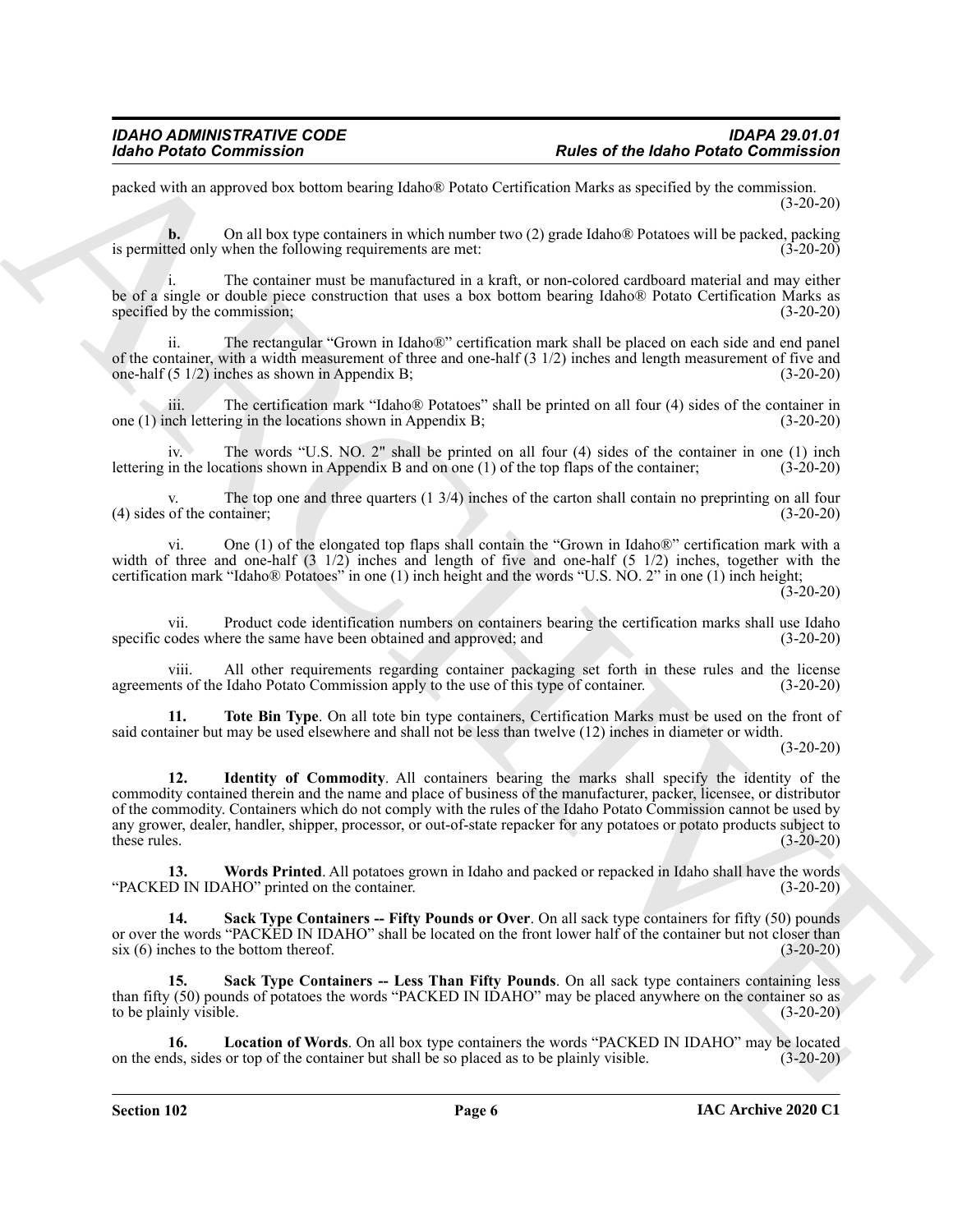packed with an approved box bottom bearing Idaho® Potato Certification Marks as specified by the commission. (3-20-20)

**b.** On all box type containers in which number two (2) grade Idaho® Potatoes will be packed, packing is permitted only when the following requirements are met: (3-20-20)

i. The container must be manufactured in a kraft, or non-colored cardboard material and may either be of a single or double piece construction that uses a box bottom bearing Idaho® Potato Certification Marks as specified by the commission; (3-20-20)

ii. The rectangular "Grown in Idaho®" certification mark shall be placed on each side and end panel of the container, with a width measurement of three and one-half (3 1/2) inches and length measurement of five and one-half (5 1/2) inches as shown in Appendix B; (3-20-20)

iii. The certification mark "Idaho® Potatoes" shall be printed on all four (4) sides of the container in one (1) inch lettering in the locations shown in Appendix B; (3-20-20)

iv. The words "U.S. NO. 2" shall be printed on all four (4) sides of the container in one (1) inch lettering in the locations shown in Appendix B and on one (1) of the top flaps of the container; (3-20-20)

v. The top one and three quarters (1 3/4) inches of the carton shall contain no preprinting on all four (4) sides of the container; (3-20-20)

vi. One (1) of the elongated top flaps shall contain the "Grown in Idaho®" certification mark with a width of three and one-half (3 1/2) inches and length of five and one-half (5 1/2) inches, together with the certification mark "Idaho® Potatoes" in one (1) inch height and the words "U.S. NO. 2" in one (1) inch height; (3-20-20)

vii. Product code identification numbers on containers bearing the certification marks shall use Idaho specific codes where the same have been obtained and approved; and (3-20-20)

viii. All other requirements regarding container packaging set forth in these rules and the license agreements of the Idaho Potato Commission apply to the use of this type of container. (3-20-20)

**11. Tote Bin Type**. On all tote bin type containers, Certification Marks must be used on the front of said container but may be used elsewhere and shall not be less than twelve (12) inches in diameter or width. (3-20-20)

**12. Identity of Commodity**. All containers bearing the marks shall specify the identity of the commodity contained therein and the name and place of business of the manufacturer, packer, licensee, or distributor of the commodity. Containers which do not comply with the rules of the Idaho Potato Commission cannot be used by any grower, dealer, handler, shipper, processor, or out-of-state repacker for any potatoes or potato products subject to these rules. (3-20-20)

**13. Words Printed**. All potatoes grown in Idaho and packed or repacked in Idaho shall have the words "PACKED IN IDAHO" printed on the container. (3-20-20)

**14. Sack Type Containers -- Fifty Pounds or Over**. On all sack type containers for fifty (50) pounds or over the words "PACKED IN IDAHO" shall be located on the front lower half of the container but not closer than six (6) inches to the bottom thereof. (3-20-20)

**15. Sack Type Containers -- Less Than Fifty Pounds**. On all sack type containers containing less than fifty (50) pounds of potatoes the words "PACKED IN IDAHO" may be placed anywhere on the container so as to be plainly visible. (3-20-20)

**16. Location of Words**. On all box type containers the words "PACKED IN IDAHO" may be located on the ends, sides or top of the container but shall be so placed as to be plainly visible. (3-20-20)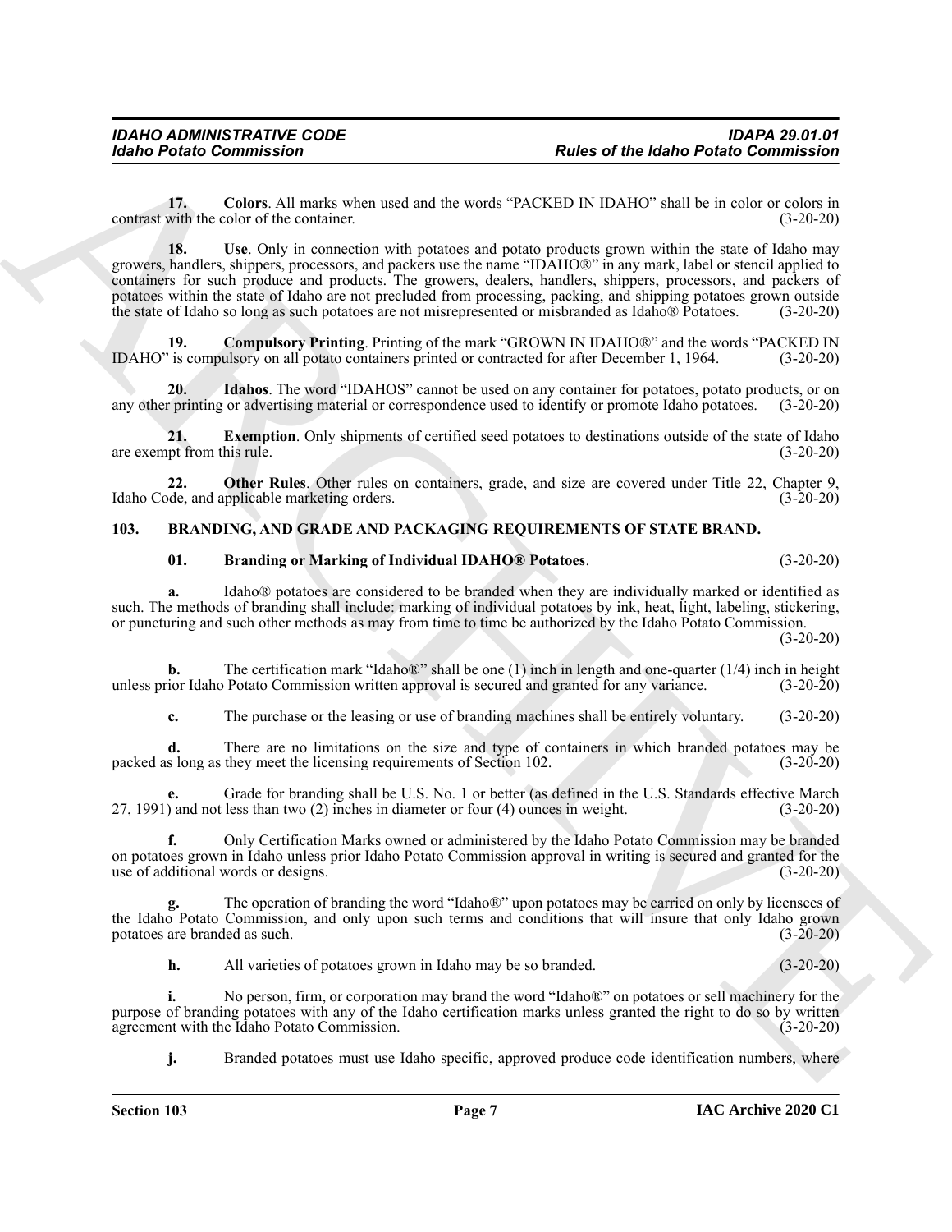**17. Colors**. All marks when used and the words "PACKED IN IDAHO" shall be in color or colors in contrast with the color of the container. (3-20-20)

**18. Use**. Only in connection with potatoes and potato products grown within the state of Idaho may growers, handlers, shippers, processors, and packers use the name "IDAHO®" in any mark, label or stencil applied to containers for such produce and products. The growers, dealers, handlers, shippers, processors, and packers of potatoes within the state of Idaho are not precluded from processing, packing, and shipping potatoes grown outside the state of Idaho so long as such potatoes are not misrepresented or misbranded as Idaho® Potatoes. (3-20-20)

**19. Compulsory Printing**. Printing of the mark "GROWN IN IDAHO®" and the words "PACKED IN IDAHO" is compulsory on all potato containers printed or contracted for after December 1, 1964. (3-20-20)

**20. Idahos**. The word "IDAHOS" cannot be used on any container for potatoes, potato products, or on any other printing or advertising material or correspondence used to identify or promote Idaho potatoes. (3-20-20)

**21. Exemption**. Only shipments of certified seed potatoes to destinations outside of the state of Idaho are exempt from this rule. (3-20-20)

**22. Other Rules**. Other rules on containers, grade, and size are covered under Title 22, Chapter 9, Idaho Code, and applicable marketing orders. (3-20-20)

## 103. BRANDING, AND GRADE AND PACKAGING REQUIREMENTS OF STATE BRAND.

**01. Branding or Marking of Individual IDAHO® Potatoes**. (3-20-20)

**a.** Idaho® potatoes are considered to be branded when they are individually marked or identified as such. The methods of branding shall include: marking of individual potatoes by ink, heat, light, labeling, stickering, or puncturing and such other methods as may from time to time be authorized by the Idaho Potato Commission. (3-20-20)

**b.** The certification mark "Idaho®" shall be one (1) inch in length and one-quarter (1/4) inch in height unless prior Idaho Potato Commission written approval is secured and granted for any variance. (3-20-20)

**c.** The purchase or the leasing or use of branding machines shall be entirely voluntary. (3-20-20)

**d.** There are no limitations on the size and type of containers in which branded potatoes may be packed as long as they meet the licensing requirements of Section 102. (3-20-20)

**e.** Grade for branding shall be U.S. No. 1 or better (as defined in the U.S. Standards effective March 27, 1991) and not less than two (2) inches in diameter or four (4) ounces in weight. (3-20-20)

**f.** Only Certification Marks owned or administered by the Idaho Potato Commission may be branded on potatoes grown in Idaho unless prior Idaho Potato Commission approval in writing is secured and granted for the use of additional words or designs. (3-20-20)

**g.** The operation of branding the word "Idaho®" upon potatoes may be carried on only by licensees of the Idaho Potato Commission, and only upon such terms and conditions that will insure that only Idaho grown potatoes are branded as such. (3-20-20)

**h.** All varieties of potatoes grown in Idaho may be so branded. (3-20-20)

**i.** No person, firm, or corporation may brand the word "Idaho®" on potatoes or sell machinery for the purpose of branding potatoes with any of the Idaho certification marks unless granted the right to do so by written agreement with the Idaho Potato Commission. (3-20-20)

**j.** Branded potatoes must use Idaho specific, approved produce code identification numbers, where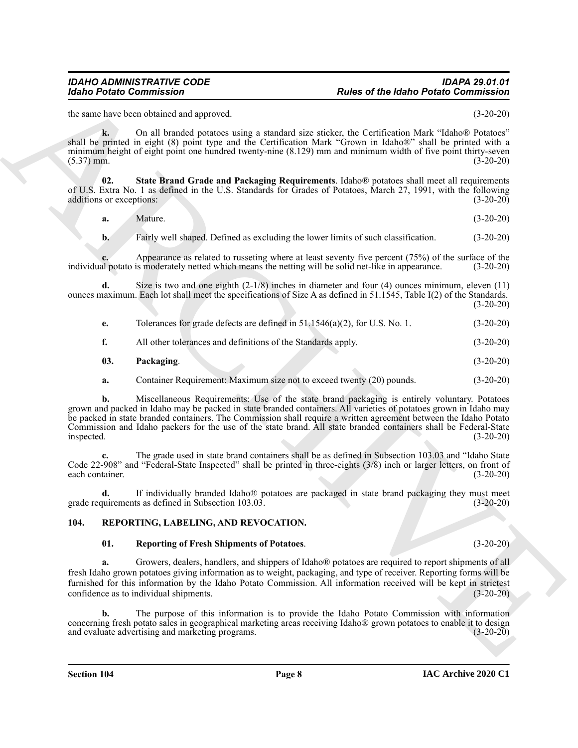the same have been obtained and approved. (3-20-20)

**k.** On all branded potatoes using a standard size sticker, the Certification Mark "Idaho® Potatoes" shall be printed in eight (8) point type and the Certification Mark "Grown in Idaho®" shall be printed with a minimum height of eight point one hundred twenty-nine (8.129) mm and minimum width of five point thirty-seven (5.37) mm. (3-20-20)

**02. State Brand Grade and Packaging Requirements**. Idaho® potatoes shall meet all requirements of U.S. Extra No. 1 as defined in the U.S. Standards for Grades of Potatoes, March 27, 1991, with the following additions or exceptions: (3-20-20)

**a.** Mature. (3-20-20)

**b.** Fairly well shaped. Defined as excluding the lower limits of such classification. (3-20-20)

**c.** Appearance as related to russeting where at least seventy five percent (75%) of the surface of the individual potato is moderately netted which means the netting will be solid net-like in appearance. (3-20-20)

**d.** Size is two and one eighth (2-1/8) inches in diameter and four (4) ounces minimum, eleven (11) ounces maximum. Each lot shall meet the specifications of Size A as defined in 51.1545, Table I(2) of the Standards. (3-20-20)

**e.** Tolerances for grade defects are defined in 51.1546(a)(2), for U.S. No. 1. (3-20-20)

**f.** All other tolerances and definitions of the Standards apply. (3-20-20)

**03. Packaging**. (3-20-20)

**a.** Container Requirement: Maximum size not to exceed twenty (20) pounds. (3-20-20)

**b.** Miscellaneous Requirements: Use of the state brand packaging is entirely voluntary. Potatoes grown and packed in Idaho may be packed in state branded containers. All varieties of potatoes grown in Idaho may be packed in state branded containers. The Commission shall require a written agreement between the Idaho Potato Commission and Idaho packers for the use of the state brand. All state branded containers shall be Federal-State inspected. (3-20-20)

**c.** The grade used in state brand containers shall be as defined in Subsection 103.03 and "Idaho State Code 22-908" and "Federal-State Inspected" shall be printed in three-eights (3/8) inch or larger letters, on front of each container. (3-20-20)

**d.** If individually branded Idaho® potatoes are packaged in state brand packaging they must meet grade requirements as defined in Subsection 103.03. (3-20-20)

## 104. REPORTING, LABELING, AND REVOCATION.

**01. Reporting of Fresh Shipments of Potatoes**. (3-20-20)

**a.** Growers, dealers, handlers, and shippers of Idaho® potatoes are required to report shipments of all fresh Idaho grown potatoes giving information as to weight, packaging, and type of receiver. Reporting forms will be furnished for this information by the Idaho Potato Commission. All information received will be kept in strictest confidence as to individual shipments. (3-20-20)

**b.** The purpose of this information is to provide the Idaho Potato Commission with information concerning fresh potato sales in geographical marketing areas receiving Idaho® grown potatoes to enable it to design and evaluate advertising and marketing programs. (3-20-20)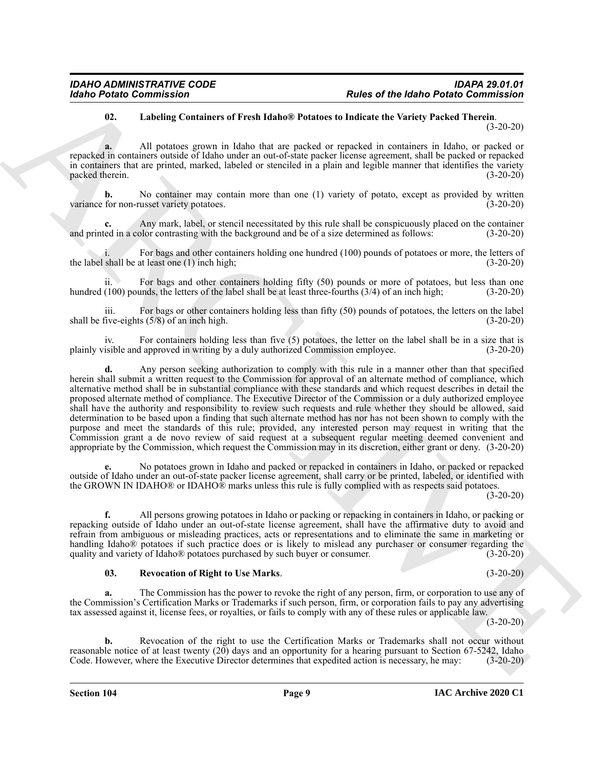**02. Labeling Containers of Fresh Idaho® Potatoes to Indicate the Variety Packed Therein**. (3-20-20)

**a.** All potatoes grown in Idaho that are packed or repacked in containers in Idaho, or packed or repacked in containers outside of Idaho under an out-of-state packer license agreement, shall be packed or repacked in containers that are printed, marked, labeled or stenciled in a plain and legible manner that identifies the variety packed therein. (3-20-20)

**b.** No container may contain more than one (1) variety of potato, except as provided by written variance for non-russet variety potatoes. (3-20-20)

**c.** Any mark, label, or stencil necessitated by this rule shall be conspicuously placed on the container and printed in a color contrasting with the background and be of a size determined as follows: (3-20-20)

i. For bags and other containers holding one hundred (100) pounds of potatoes or more, the letters of the label shall be at least one (1) inch high; (3-20-20)

ii. For bags and other containers holding fifty (50) pounds or more of potatoes, but less than one hundred (100) pounds, the letters of the label shall be at least three-fourths (3/4) of an inch high; (3-20-20)

iii. For bags or other containers holding less than fifty (50) pounds of potatoes, the letters on the label shall be five-eights (5/8) of an inch high. (3-20-20)

iv. For containers holding less than five (5) potatoes, the letter on the label shall be in a size that is plainly visible and approved in writing by a duly authorized Commission employee. (3-20-20)

**d.** Any person seeking authorization to comply with this rule in a manner other than that specified herein shall submit a written request to the Commission for approval of an alternate method of compliance, which alternative method shall be in substantial compliance with these standards and which request describes in detail the proposed alternate method of compliance. The Executive Director of the Commission or a duly authorized employee shall have the authority and responsibility to review such requests and rule whether they should be allowed, said determination to be based upon a finding that such alternate method has nor has not been shown to comply with the purpose and meet the standards of this rule; provided, any interested person may request in writing that the Commission grant a de novo review of said request at a subsequent regular meeting deemed convenient and appropriate by the Commission, which request the Commission may in its discretion, either grant or deny. (3-20-20)

**e.** No potatoes grown in Idaho and packed or repacked in containers in Idaho, or packed or repacked outside of Idaho under an out-of-state packer license agreement, shall carry or be printed, labeled, or identified with the GROWN IN IDAHO® or IDAHO® marks unless this rule is fully complied with as respects said potatoes. (3-20-20)

**f.** All persons growing potatoes in Idaho or packing or repacking in containers in Idaho, or packing or repacking outside of Idaho under an out-of-state license agreement, shall have the affirmative duty to avoid and refrain from ambiguous or misleading practices, acts or representations and to eliminate the same in marketing or handling Idaho® potatoes if such practice does or is likely to mislead any purchaser or consumer regarding the quality and variety of Idaho® potatoes purchased by such buyer or consumer. (3-20-20)

**03. Revocation of Right to Use Marks**. (3-20-20)

**a.** The Commission has the power to revoke the right of any person, firm, or corporation to use any of the Commission's Certification Marks or Trademarks if such person, firm, or corporation fails to pay any advertising tax assessed against it, license fees, or royalties, or fails to comply with any of these rules or applicable law. (3-20-20)

**b.** Revocation of the right to use the Certification Marks or Trademarks shall not occur without reasonable notice of at least twenty (20) days and an opportunity for a hearing pursuant to Section 67-5242, Idaho Code. However, where the Executive Director determines that expedited action is necessary, he may: (3-20-20)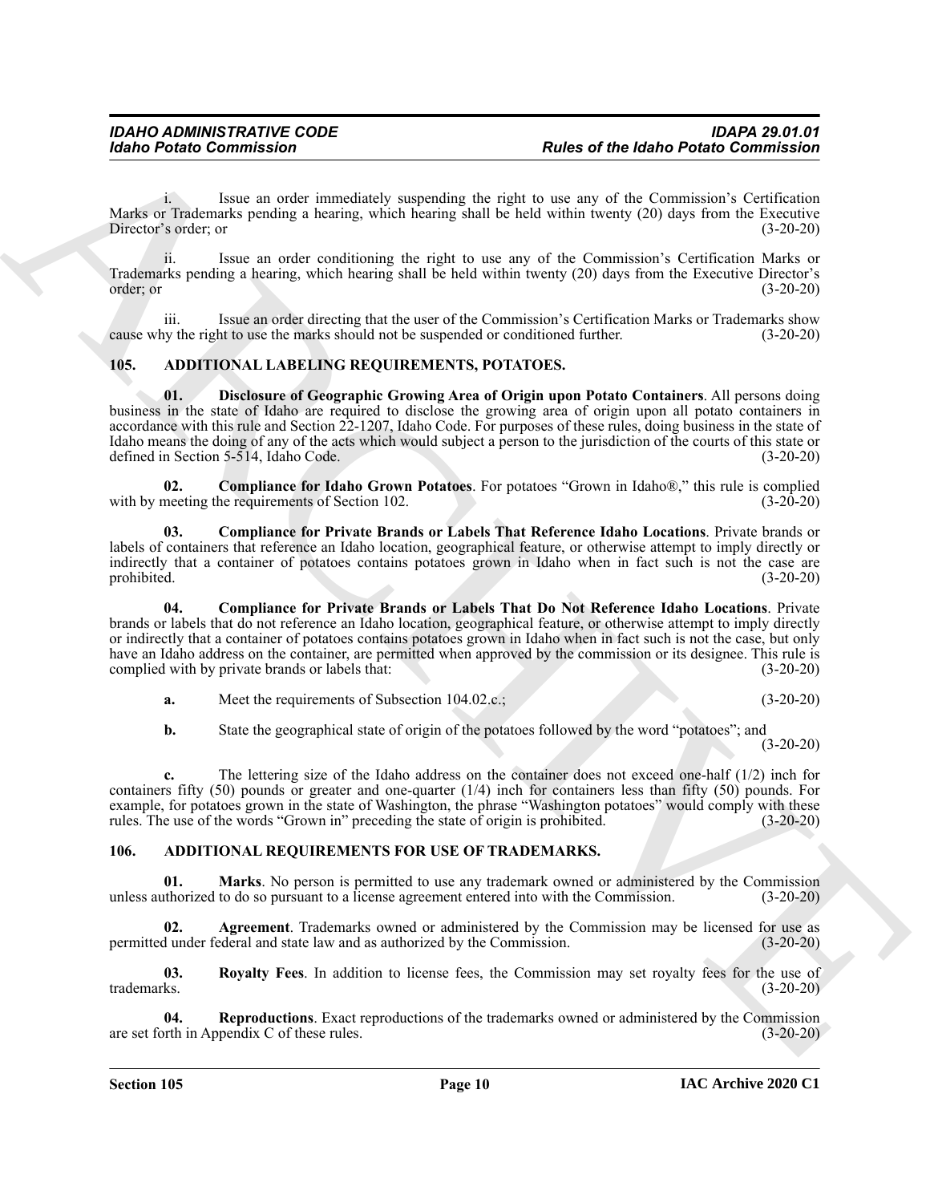i. Issue an order immediately suspending the right to use any of the Commission's Certification Marks or Trademarks pending a hearing, which hearing shall be held within twenty (20) days from the Executive Director's order; or (3-20-20)

ii. Issue an order conditioning the right to use any of the Commission's Certification Marks or Trademarks pending a hearing, which hearing shall be held within twenty (20) days from the Executive Director's order; or (3-20-20)

iii. Issue an order directing that the user of the Commission's Certification Marks or Trademarks show cause why the right to use the marks should not be suspended or conditioned further. (3-20-20)

## 105. ADDITIONAL LABELING REQUIREMENTS, POTATOES.

**01. Disclosure of Geographic Growing Area of Origin upon Potato Containers**. All persons doing business in the state of Idaho are required to disclose the growing area of origin upon all potato containers in accordance with this rule and Section 22-1207, Idaho Code. For purposes of these rules, doing business in the state of Idaho means the doing of any of the acts which would subject a person to the jurisdiction of the courts of this state or defined in Section 5-514, Idaho Code. (3-20-20)

**02. Compliance for Idaho Grown Potatoes**. For potatoes "Grown in Idaho®," this rule is complied with by meeting the requirements of Section 102. (3-20-20)

**03. Compliance for Private Brands or Labels That Reference Idaho Locations**. Private brands or labels of containers that reference an Idaho location, geographical feature, or otherwise attempt to imply directly or indirectly that a container of potatoes contains potatoes grown in Idaho when in fact such is not the case are prohibited. (3-20-20)

**04. Compliance for Private Brands or Labels That Do Not Reference Idaho Locations**. Private brands or labels that do not reference an Idaho location, geographical feature, or otherwise attempt to imply directly or indirectly that a container of potatoes contains potatoes grown in Idaho when in fact such is not the case, but only have an Idaho address on the container, are permitted when approved by the commission or its designee. This rule is complied with by private brands or labels that: (3-20-20)

**a.** Meet the requirements of Subsection 104.02.c.; (3-20-20)

**b.** State the geographical state of origin of the potatoes followed by the word "potatoes"; and (3-20-20)

**c.** The lettering size of the Idaho address on the container does not exceed one-half (1/2) inch for containers fifty (50) pounds or greater and one-quarter (1/4) inch for containers less than fifty (50) pounds. For example, for potatoes grown in the state of Washington, the phrase "Washington potatoes" would comply with these rules. The use of the words "Grown in" preceding the state of origin is prohibited. (3-20-20)

## 106. ADDITIONAL REQUIREMENTS FOR USE OF TRADEMARKS.

**01. Marks**. No person is permitted to use any trademark owned or administered by the Commission unless authorized to do so pursuant to a license agreement entered into with the Commission. (3-20-20)

**02. Agreement**. Trademarks owned or administered by the Commission may be licensed for use as permitted under federal and state law and as authorized by the Commission. (3-20-20)

**03. Royalty Fees**. In addition to license fees, the Commission may set royalty fees for the use of trademarks. (3-20-20)

**04. Reproductions**. Exact reproductions of the trademarks owned or administered by the Commission are set forth in Appendix C of these rules. (3-20-20)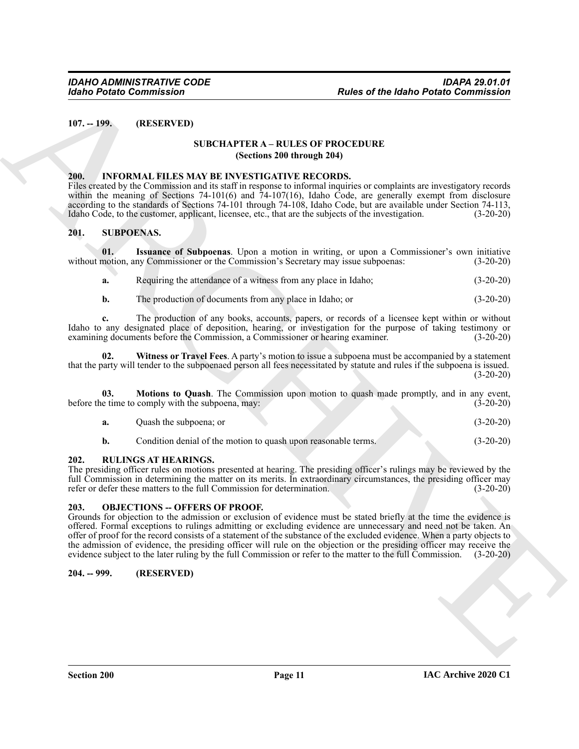**107. -- 199. (RESERVED)**

## SUBCHAPTER A – RULES OF PROCEDURE
### (Sections 200 through 204)

**200. INFORMAL FILES MAY BE INVESTIGATIVE RECORDS.**

Files created by the Commission and its staff in response to informal inquiries or complaints are investigatory records within the meaning of Sections 74-101(6) and 74-107(16), Idaho Code, are generally exempt from disclosure according to the standards of Sections 74-101 through 74-108, Idaho Code, but are available under Section 74-113, Idaho Code, to the customer, applicant, licensee, etc., that are the subjects of the investigation. (3-20-20)

**201. SUBPOENAS.**

**01. Issuance of Subpoenas**. Upon a motion in writing, or upon a Commissioner's own initiative without motion, any Commissioner or the Commission's Secretary may issue subpoenas: (3-20-20)

**a.** Requiring the attendance of a witness from any place in Idaho; (3-20-20)

**b.** The production of documents from any place in Idaho; or (3-20-20)

**c.** The production of any books, accounts, papers, or records of a licensee kept within or without Idaho to any designated place of deposition, hearing, or investigation for the purpose of taking testimony or examining documents before the Commission, a Commissioner or hearing examiner. (3-20-20)

**02. Witness or Travel Fees**. A party's motion to issue a subpoena must be accompanied by a statement that the party will tender to the subpoenaed person all fees necessitated by statute and rules if the subpoena is issued. (3-20-20)

**03. Motions to Quash**. The Commission upon motion to quash made promptly, and in any event, before the time to comply with the subpoena, may: (3-20-20)

**a.** Quash the subpoena; or (3-20-20)

**b.** Condition denial of the motion to quash upon reasonable terms. (3-20-20)

**202. RULINGS AT HEARINGS.**

The presiding officer rules on motions presented at hearing. The presiding officer's rulings may be reviewed by the full Commission in determining the matter on its merits. In extraordinary circumstances, the presiding officer may refer or defer these matters to the full Commission for determination. (3-20-20)

**203. OBJECTIONS -- OFFERS OF PROOF.**

Grounds for objection to the admission or exclusion of evidence must be stated briefly at the time the evidence is offered. Formal exceptions to rulings admitting or excluding evidence are unnecessary and need not be taken. An offer of proof for the record consists of a statement of the substance of the excluded evidence. When a party objects to the admission of evidence, the presiding officer will rule on the objection or the presiding officer may receive the evidence subject to the later ruling by the full Commission or refer to the matter to the full Commission. (3-20-20)

**204. -- 999. (RESERVED)**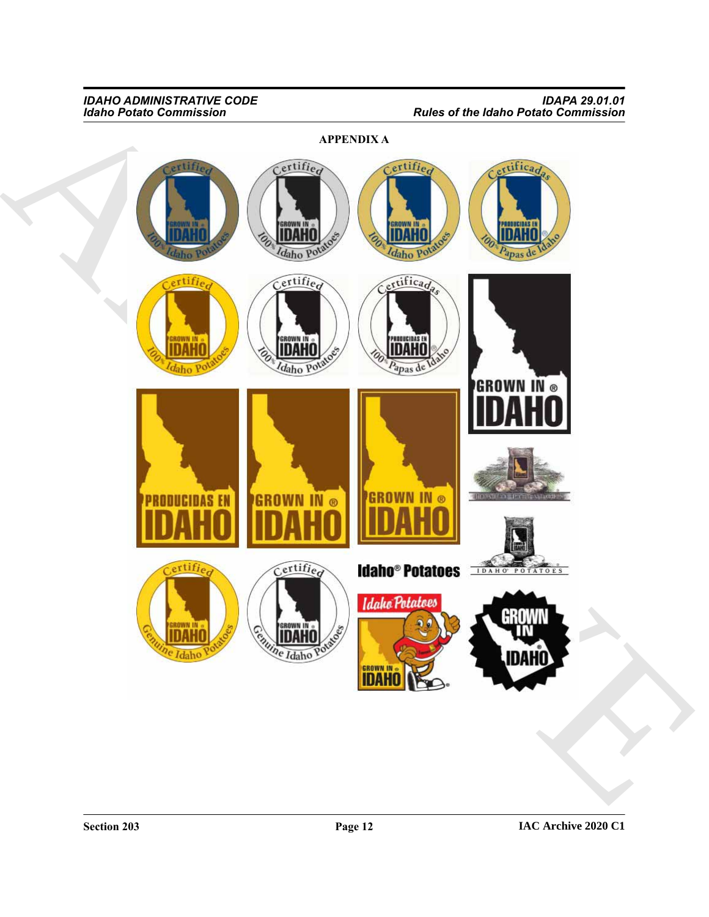**APPENDIX A**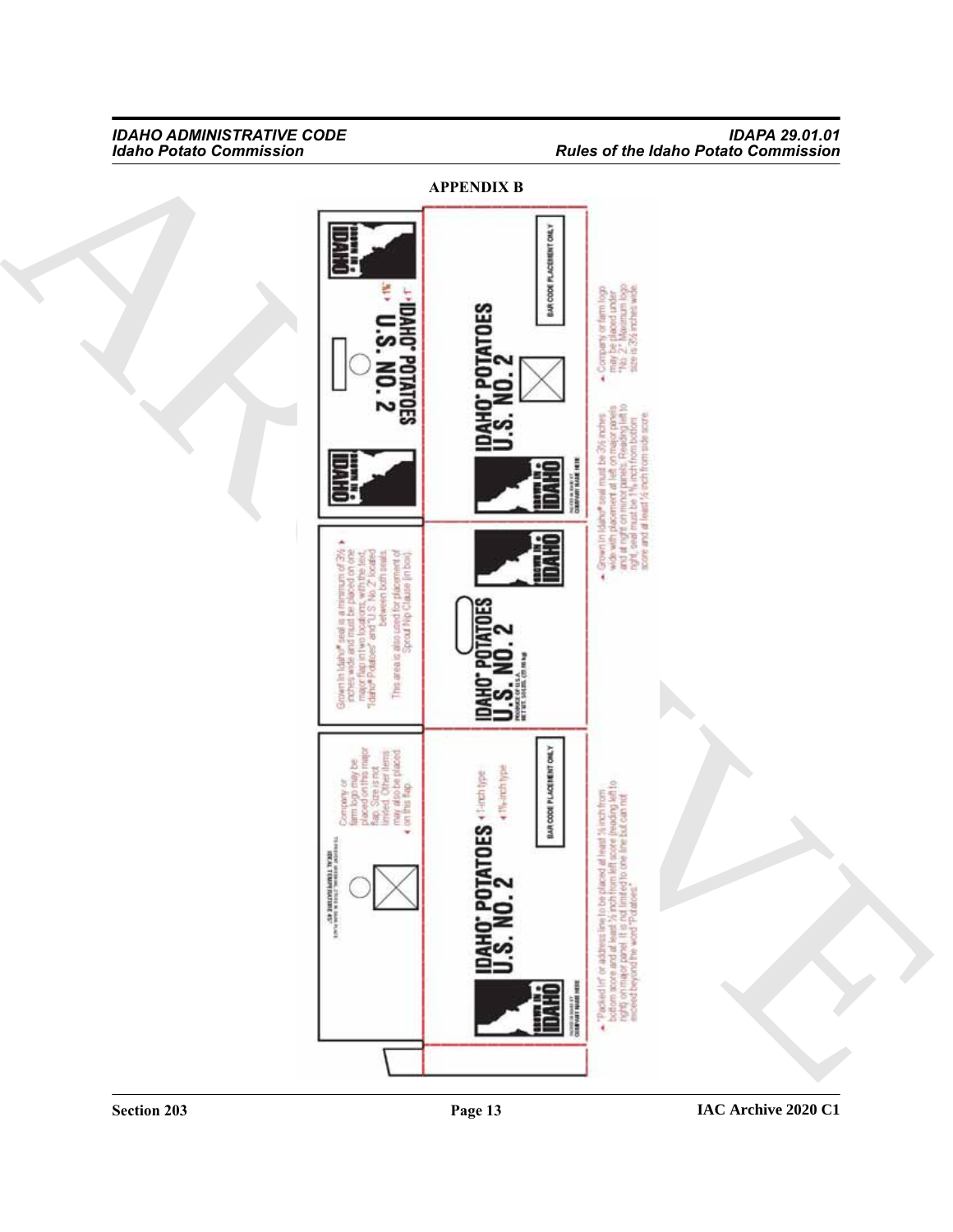**APPENDIX B**

IDAHO® POTATOES
U.S. NO. 2

BAR CODE PLACEMENT ONLY

Company or farm logo may be placed under "No. 2." Maximum logo size is 3½ inches wide.

Grown in Idaho® seal must be 3½ inches wide with placement at left on major panels and at right on minor panels. Reading left to right, seal must be 1⅛ inch from bottom score and at least ½ inch from side score.

Grown in Idaho® seal is a minimum of 3½ inches wide and must be placed on one major flap in two locations, with the text, "Idaho® Potatoes" and "U.S. No. 2" located between both seals.

This area is also used for placement of Sprout Nip Clause (in box).

PRODUCE OF U.S.A.
NET WT. 50 LBS. (22.68 kg)

Company or farm logo may be placed on this major flap. Size is not limited. Other items may also be placed on this flap.

1-inch type

1⅛-inch type

"Packed In" or address line to be placed at least ½ inch from bottom score and at least ½ inch from left score (reading left to right) on major panel. It is not limited to one line but can not exceed beyond the word "Potatoes".

PACKED IN IDAHO BY
COMPANY NAME HERE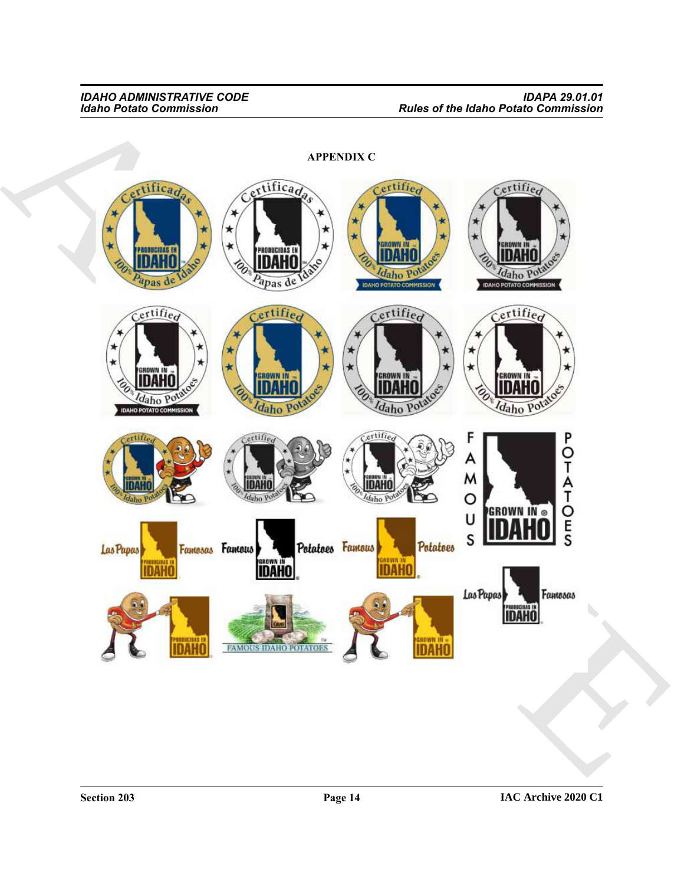## APPENDIX C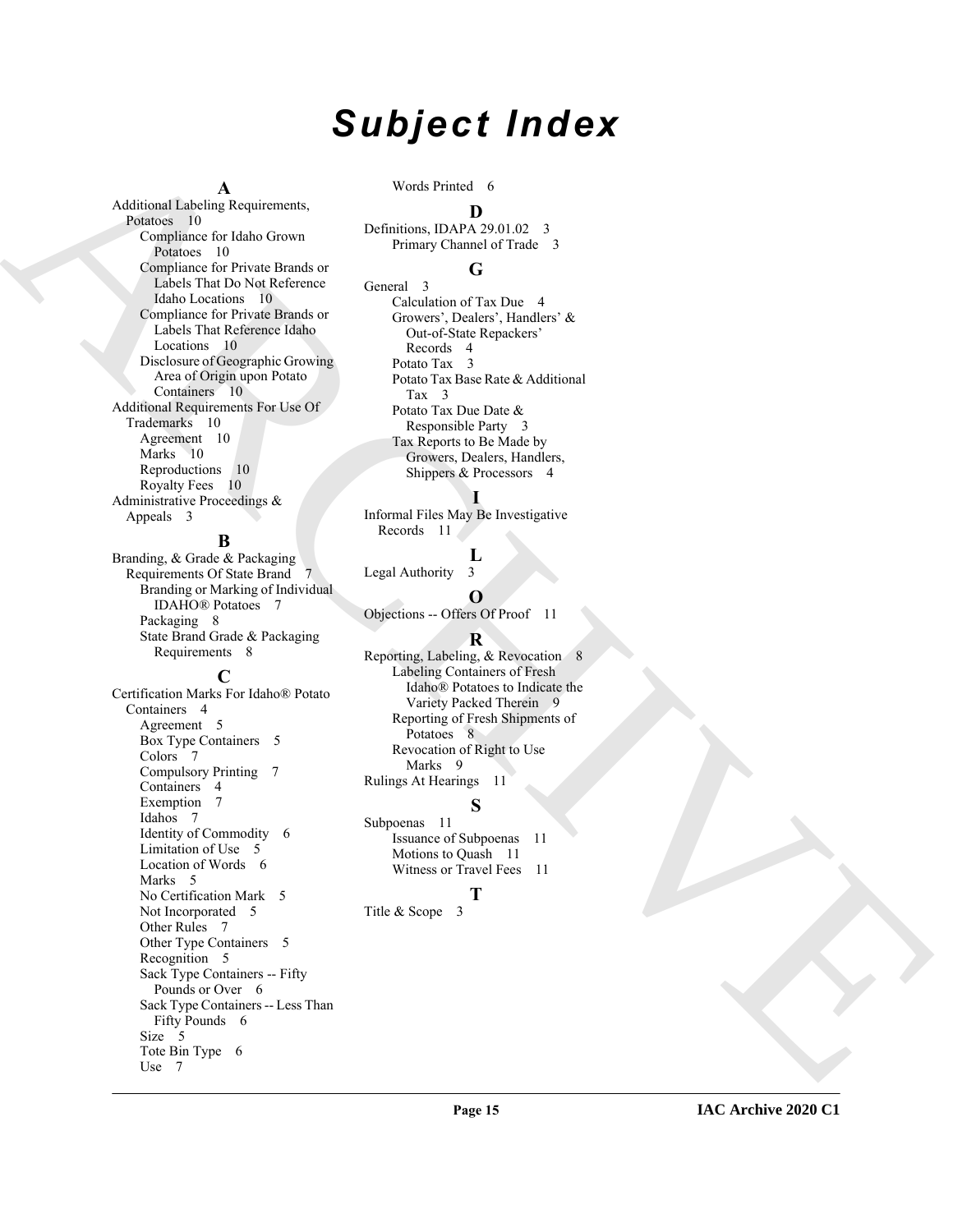# Subject Index

**A**

Additional Labeling Requirements, Potatoes 10
- Compliance for Idaho Grown Potatoes 10
- Compliance for Private Brands or Labels That Do Not Reference Idaho Locations 10
- Compliance for Private Brands or Labels That Reference Idaho Locations 10
- Disclosure of Geographic Growing Area of Origin upon Potato Containers 10

Additional Requirements For Use Of Trademarks 10
- Agreement 10
- Marks 10
- Reproductions 10
- Royalty Fees 10

Administrative Proceedings & Appeals 3

**B**

Branding, & Grade & Packaging Requirements Of State Brand 7
- Branding or Marking of Individual IDAHO® Potatoes 7
- Packaging 8
- State Brand Grade & Packaging Requirements 8

**C**

Certification Marks For Idaho® Potato Containers 4
- Agreement 5
- Box Type Containers 5
- Colors 7
- Compulsory Printing 7
- Containers 4
- Exemption 7
- Idahos 7
- Identity of Commodity 6
- Limitation of Use 5
- Location of Words 6
- Marks 5
- No Certification Mark 5
- Not Incorporated 5
- Other Rules 7
- Other Type Containers 5
- Recognition 5
- Sack Type Containers -- Fifty Pounds or Over 6
- Sack Type Containers -- Less Than Fifty Pounds 6
- Size 5
- Tote Bin Type 6
- Use 7
- Words Printed 6

**D**

Definitions, IDAPA 29.01.02 3
- Primary Channel of Trade 3

**G**

General 3
- Calculation of Tax Due 4
- Growers', Dealers', Handlers' & Out-of-State Repackers' Records 4
- Potato Tax 3
- Potato Tax Base Rate & Additional Tax 3
- Potato Tax Due Date & Responsible Party 3
- Tax Reports to Be Made by Growers, Dealers, Handlers, Shippers & Processors 4

**I**

Informal Files May Be Investigative Records 11

**L**

Legal Authority 3

**O**

Objections -- Offers Of Proof 11

**R**

Reporting, Labeling, & Revocation 8
- Labeling Containers of Fresh Idaho® Potatoes to Indicate the Variety Packed Therein 9
- Reporting of Fresh Shipments of Potatoes 8
- Revocation of Right to Use Marks 9

Rulings At Hearings 11

**S**

Subpoenas 11
- Issuance of Subpoenas 11
- Motions to Quash 11
- Witness or Travel Fees 11

**T**

Title & Scope 3